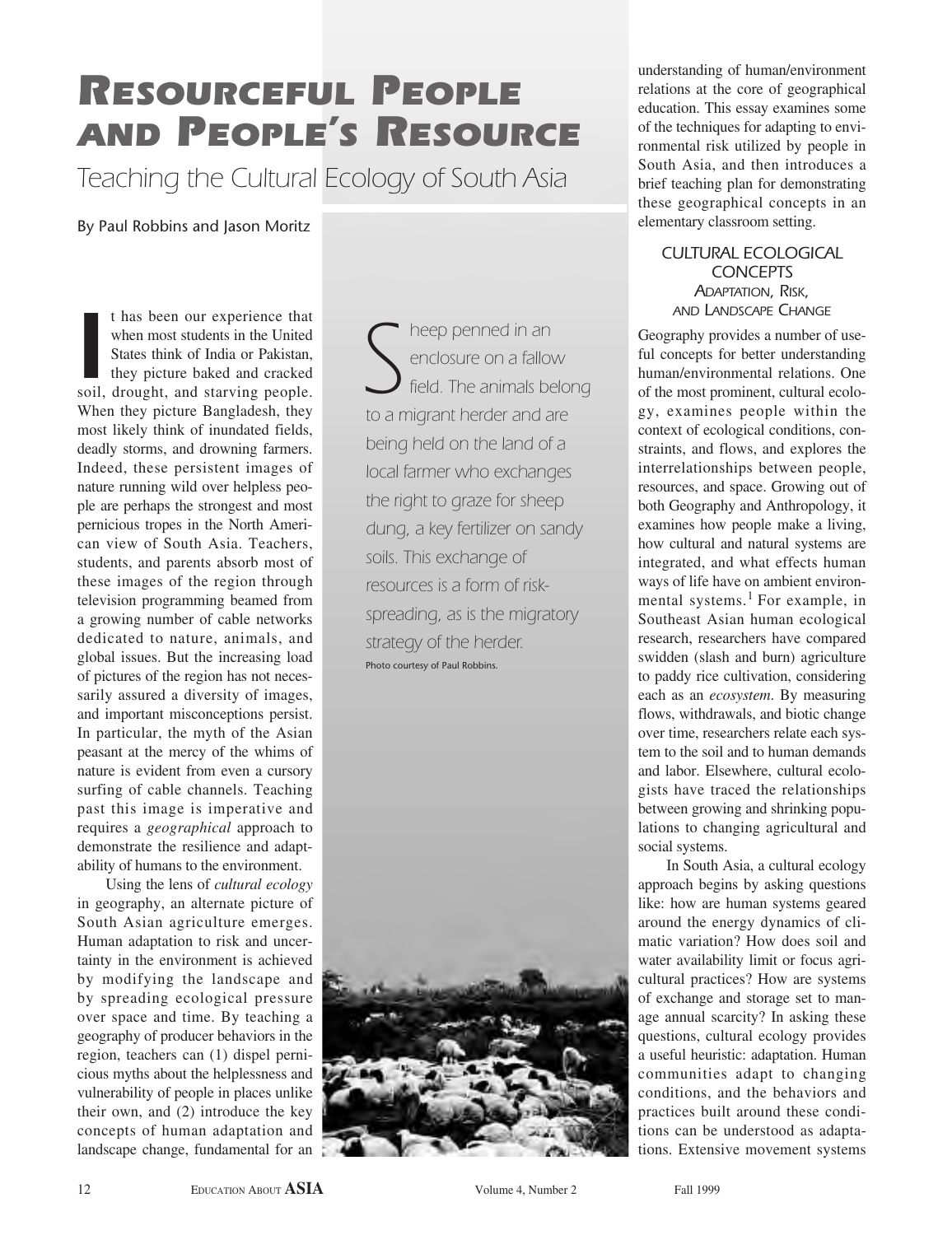# Resourceful People and People's Resource

## Teaching the Cultural Ecology of South Asia

By Paul Robbins and Jason Moritz

It has been our experience that when most students in the United States think of India or Pakistan, they picture baked and cracked soil, drought, and starving people. When they picture Bangladesh, they most likely think of inundated fields, deadly storms, and drowning farmers. Indeed, these persistent images of nature running wild over helpless people are perhaps the strongest and most pernicious tropes in the North American view of South Asia. Teachers, students, and parents absorb most of these images of the region through television programming beamed from a growing number of cable networks dedicated to nature, animals, and global issues. But the increasing load of pictures of the region has not necessarily assured a diversity of images, and important misconceptions persist. In particular, the myth of the Asian peasant at the mercy of the whims of nature is evident from even a cursory surfing of cable channels. Teaching past this image is imperative and requires a *geographical* approach to demonstrate the resilience and adaptability of humans to the environment.

Using the lens of *cultural ecology* in geography, an alternate picture of South Asian agriculture emerges. Human adaptation to risk and uncertainty in the environment is achieved by modifying the landscape and by spreading ecological pressure over space and time. By teaching a geography of producer behaviors in the region, teachers can (1) dispel pernicious myths about the helplessness and vulnerability of people in places unlike their own, and (2) introduce the key concepts of human adaptation and landscape change, fundamental for an understanding of human/environment relations at the core of geographical education. This essay examines some of the techniques for adapting to environmental risk utilized by people in South Asia, and then introduces a brief teaching plan for demonstrating these geographical concepts in an elementary classroom setting.

Sheep penned in an enclosure on a fallow field. The animals belong to a migrant herder and are being held on the land of a local farmer who exchanges the right to graze for sheep dung, a key fertilizer on sandy soils. This exchange of resources is a form of risk-spreading, as is the migratory strategy of the herder.

Photo courtesy of Paul Robbins.

### Cultural Ecological Concepts

#### Adaptation, Risk, and Landscape Change

Geography provides a number of useful concepts for better understanding human/environmental relations. One of the most prominent, cultural ecology, examines people within the context of ecological conditions, constraints, and flows, and explores the interrelationships between people, resources, and space. Growing out of both Geography and Anthropology, it examines how people make a living, how cultural and natural systems are integrated, and what effects human ways of life have on ambient environmental systems.[1] For example, in Southeast Asian human ecological research, researchers have compared swidden (slash and burn) agriculture to paddy rice cultivation, considering each as an *ecosystem*. By measuring flows, withdrawals, and biotic change over time, researchers relate each system to the soil and to human demands and labor. Elsewhere, cultural ecologists have traced the relationships between growing and shrinking populations to changing agricultural and social systems.

In South Asia, a cultural ecology approach begins by asking questions like: how are human systems geared around the energy dynamics of climatic variation? How does soil and water availability limit or focus agricultural practices? How are systems of exchange and storage set to manage annual scarcity? In asking these questions, cultural ecology provides a useful heuristic: adaptation. Human communities adapt to changing conditions, and the behaviors and practices built around these conditions can be understood as adaptations. Extensive movement systems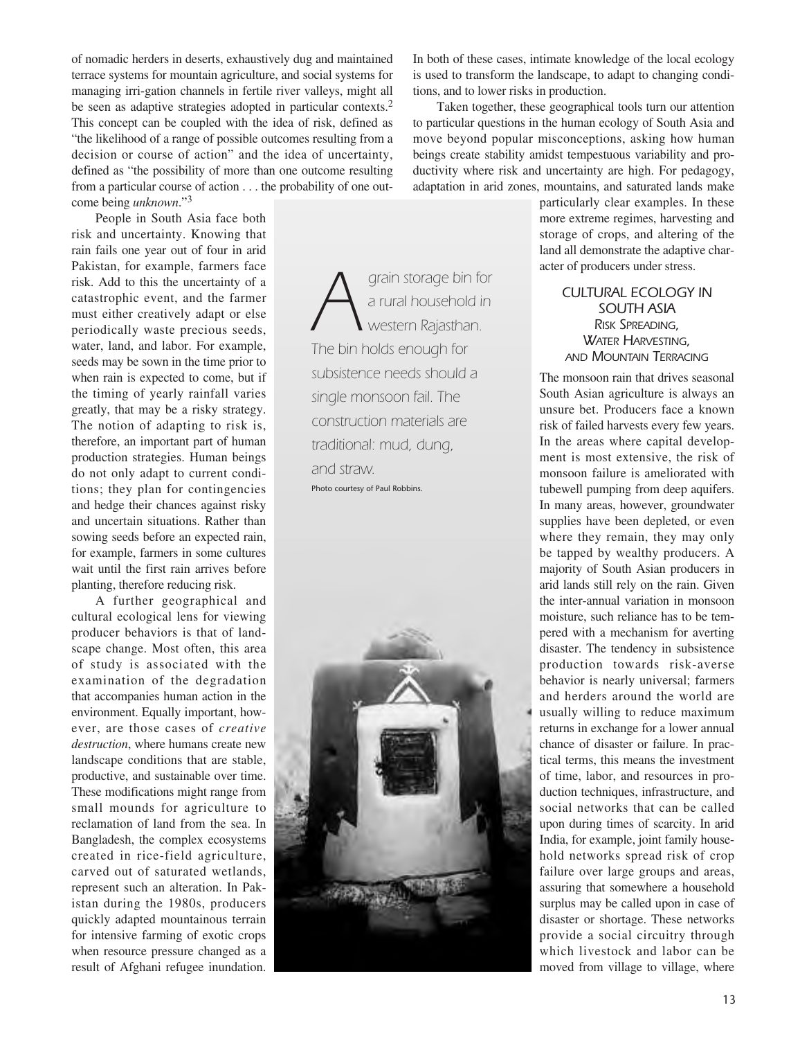of nomadic herders in deserts, exhaustively dug and maintained terrace systems for mountain agriculture, and social systems for managing irri-gation channels in fertile river valleys, might all be seen as adaptive strategies adopted in particular contexts.[2] This concept can be coupled with the idea of risk, defined as "the likelihood of a range of possible outcomes resulting from a decision or course of action" and the idea of uncertainty, defined as "the possibility of more than one outcome resulting from a particular course of action . . . the probability of one outcome being *unknown*."[3]

People in South Asia face both risk and uncertainty. Knowing that rain fails one year out of four in arid Pakistan, for example, farmers face risk. Add to this the uncertainty of a catastrophic event, and the farmer must either creatively adapt or else periodically waste precious seeds, water, land, and labor. For example, seeds may be sown in the time prior to when rain is expected to come, but if the timing of yearly rainfall varies greatly, that may be a risky strategy. The notion of adapting to risk is, therefore, an important part of human production strategies. Human beings do not only adapt to current conditions; they plan for contingencies and hedge their chances against risky and uncertain situations. Rather than sowing seeds before an expected rain, for example, farmers in some cultures wait until the first rain arrives before planting, therefore reducing risk.

A further geographical and cultural ecological lens for viewing producer behaviors is that of landscape change. Most often, this area of study is associated with the examination of the degradation that accompanies human action in the environment. Equally important, however, are those cases of *creative destruction*, where humans create new landscape conditions that are stable, productive, and sustainable over time. These modifications might range from small mounds for agriculture to reclamation of land from the sea. In Bangladesh, the complex ecosystems created in rice-field agriculture, carved out of saturated wetlands, represent such an alteration. In Pakistan during the 1980s, producers quickly adapted mountainous terrain for intensive farming of exotic crops when resource pressure changed as a result of Afghani refugee inundation. In both of these cases, intimate knowledge of the local ecology is used to transform the landscape, to adapt to changing conditions, and to lower risks in production.

Taken together, these geographical tools turn our attention to particular questions in the human ecology of South Asia and move beyond popular misconceptions, asking how human beings create stability amidst tempestuous variability and productivity where risk and uncertainty are high. For pedagogy, adaptation in arid zones, mountains, and saturated lands make particularly clear examples. In these more extreme regimes, harvesting and storage of crops, and altering of the land all demonstrate the adaptive character of producers under stress.

A grain storage bin for a rural household in western Rajasthan. The bin holds enough for subsistence needs should a single monsoon fail. The construction materials are traditional: mud, dung, and straw.

Photo courtesy of Paul Robbins.

## CULTURAL ECOLOGY IN SOUTH ASIA

### Risk Spreading, Water Harvesting, and Mountain Terracing

The monsoon rain that drives seasonal South Asian agriculture is always an unsure bet. Producers face a known risk of failed harvests every few years. In the areas where capital development is most extensive, the risk of monsoon failure is ameliorated with tubewell pumping from deep aquifers. In many areas, however, groundwater supplies have been depleted, or even where they remain, they may only be tapped by wealthy producers. A majority of South Asian producers in arid lands still rely on the rain. Given the inter-annual variation in monsoon moisture, such reliance has to be tempered with a mechanism for averting disaster. The tendency in subsistence production towards risk-averse behavior is nearly universal; farmers and herders around the world are usually willing to reduce maximum returns in exchange for a lower annual chance of disaster or failure. In practical terms, this means the investment of time, labor, and resources in production techniques, infrastructure, and social networks that can be called upon during times of scarcity. In arid India, for example, joint family household networks spread risk of crop failure over large groups and areas, assuring that somewhere a household surplus may be called upon in case of disaster or shortage. These networks provide a social circuitry through which livestock and labor can be moved from village to village, where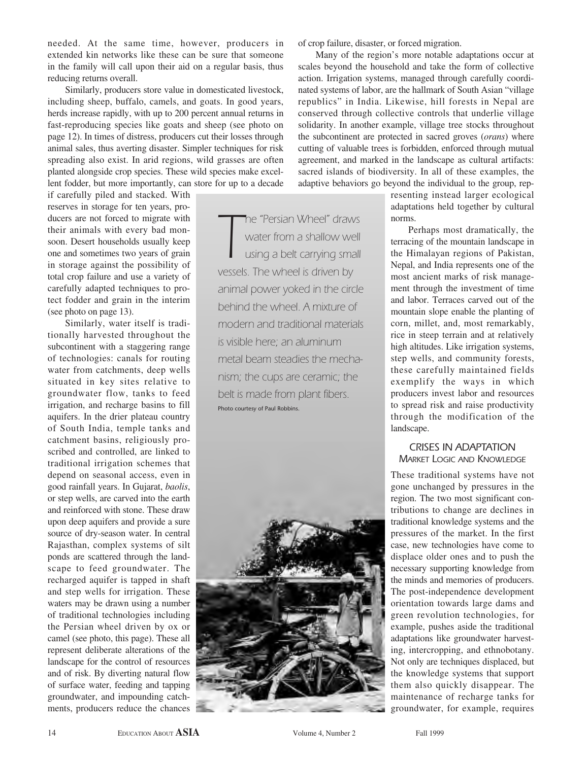needed. At the same time, however, producers in extended kin networks like these can be sure that someone in the family will call upon their aid on a regular basis, thus reducing returns overall.

Similarly, producers store value in domesticated livestock, including sheep, buffalo, camels, and goats. In good years, herds increase rapidly, with up to 200 percent annual returns in fast-reproducing species like goats and sheep (see photo on page 12). In times of distress, producers cut their losses through animal sales, thus averting disaster. Simpler techniques for risk spreading also exist. In arid regions, wild grasses are often planted alongside crop species. These wild species make excellent fodder, but more importantly, can store for up to a decade if carefully piled and stacked. With reserves in storage for ten years, producers are not forced to migrate with their animals with every bad monsoon. Desert households usually keep one and sometimes two years of grain in storage against the possibility of total crop failure and use a variety of carefully adapted techniques to protect fodder and grain in the interim (see photo on page 13).

Similarly, water itself is traditionally harvested throughout the subcontinent with a staggering range of technologies: canals for routing water from catchments, deep wells situated in key sites relative to groundwater flow, tanks to feed irrigation, and recharge basins to fill aquifers. In the drier plateau country of South India, temple tanks and catchment basins, religiously proscribed and controlled, are linked to traditional irrigation schemes that depend on seasonal access, even in good rainfall years. In Gujarat, *baolis*, or step wells, are carved into the earth and reinforced with stone. These draw upon deep aquifers and provide a sure source of dry-season water. In central Rajasthan, complex systems of silt ponds are scattered through the landscape to feed groundwater. The recharged aquifer is tapped in shaft and step wells for irrigation. These waters may be drawn using a number of traditional technologies including the Persian wheel driven by ox or camel (see photo, this page). These all represent deliberate alterations of the landscape for the control of resources and of risk. By diverting natural flow of surface water, feeding and tapping groundwater, and impounding catchments, producers reduce the chances of crop failure, disaster, or forced migration.

*The "Persian Wheel" draws water from a shallow well using a belt carrying small vessels. The wheel is driven by animal power yoked in the circle behind the wheel. A mixture of modern and traditional materials is visible here; an aluminum metal beam steadies the mechanism; the cups are ceramic; the belt is made from plant fibers.*

Photo courtesy of Paul Robbins.

Many of the region's more notable adaptations occur at scales beyond the household and take the form of collective action. Irrigation systems, managed through carefully coordinated systems of labor, are the hallmark of South Asian "village republics" in India. Likewise, hill forests in Nepal are conserved through collective controls that underlie village solidarity. In another example, village tree stocks throughout the subcontinent are protected in sacred groves (*orans*) where cutting of valuable trees is forbidden, enforced through mutual agreement, and marked in the landscape as cultural artifacts: sacred islands of biodiversity. In all of these examples, the adaptive behaviors go beyond the individual to the group, representing instead larger ecological adaptations held together by cultural norms.

Perhaps most dramatically, the terracing of the mountain landscape in the Himalayan regions of Pakistan, Nepal, and India represents one of the most ancient marks of risk management through the investment of time and labor. Terraces carved out of the mountain slope enable the planting of corn, millet, and, most remarkably, rice in steep terrain and at relatively high altitudes. Like irrigation systems, step wells, and community forests, these carefully maintained fields exemplify the ways in which producers invest labor and resources to spread risk and raise productivity through the modification of the landscape.

## CRISES IN ADAPTATION
### MARKET LOGIC AND KNOWLEDGE

These traditional systems have not gone unchanged by pressures in the region. The two most significant contributions to change are declines in traditional knowledge systems and the pressures of the market. In the first case, new technologies have come to displace older ones and to push the necessary supporting knowledge from the minds and memories of producers. The post-independence development orientation towards large dams and green revolution technologies, for example, pushes aside the traditional adaptations like groundwater harvesting, intercropping, and ethnobotany. Not only are techniques displaced, but the knowledge systems that support them also quickly disappear. The maintenance of recharge tanks for groundwater, for example, requires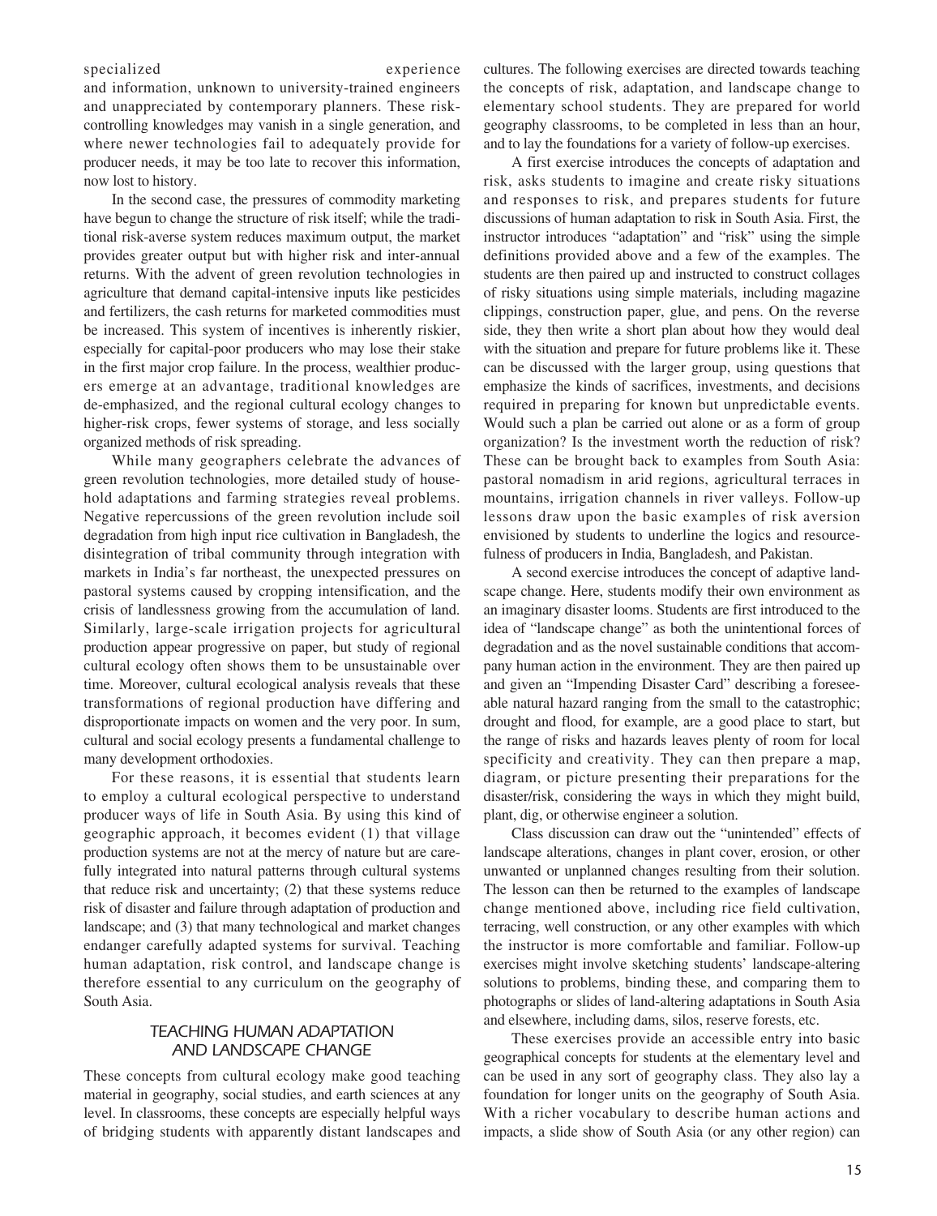specialized experience and information, unknown to university-trained engineers and unappreciated by contemporary planners. These risk-controlling knowledges may vanish in a single generation, and where newer technologies fail to adequately provide for producer needs, it may be too late to recover this information, now lost to history.

In the second case, the pressures of commodity marketing have begun to change the structure of risk itself; while the traditional risk-averse system reduces maximum output, the market provides greater output but with higher risk and inter-annual returns. With the advent of green revolution technologies in agriculture that demand capital-intensive inputs like pesticides and fertilizers, the cash returns for marketed commodities must be increased. This system of incentives is inherently riskier, especially for capital-poor producers who may lose their stake in the first major crop failure. In the process, wealthier producers emerge at an advantage, traditional knowledges are de-emphasized, and the regional cultural ecology changes to higher-risk crops, fewer systems of storage, and less socially organized methods of risk spreading.

While many geographers celebrate the advances of green revolution technologies, more detailed study of household adaptations and farming strategies reveal problems. Negative repercussions of the green revolution include soil degradation from high input rice cultivation in Bangladesh, the disintegration of tribal community through integration with markets in India's far northeast, the unexpected pressures on pastoral systems caused by cropping intensification, and the crisis of landlessness growing from the accumulation of land. Similarly, large-scale irrigation projects for agricultural production appear progressive on paper, but study of regional cultural ecology often shows them to be unsustainable over time. Moreover, cultural ecological analysis reveals that these transformations of regional production have differing and disproportionate impacts on women and the very poor. In sum, cultural and social ecology presents a fundamental challenge to many development orthodoxies.

For these reasons, it is essential that students learn to employ a cultural ecological perspective to understand producer ways of life in South Asia. By using this kind of geographic approach, it becomes evident (1) that village production systems are not at the mercy of nature but are carefully integrated into natural patterns through cultural systems that reduce risk and uncertainty; (2) that these systems reduce risk of disaster and failure through adaptation of production and landscape; and (3) that many technological and market changes endanger carefully adapted systems for survival. Teaching human adaptation, risk control, and landscape change is therefore essential to any curriculum on the geography of South Asia.

## *TEACHING HUMAN ADAPTATION AND LANDSCAPE CHANGE*

These concepts from cultural ecology make good teaching material in geography, social studies, and earth sciences at any level. In classrooms, these concepts are especially helpful ways of bridging students with apparently distant landscapes and cultures. The following exercises are directed towards teaching the concepts of risk, adaptation, and landscape change to elementary school students. They are prepared for world geography classrooms, to be completed in less than an hour, and to lay the foundations for a variety of follow-up exercises.

A first exercise introduces the concepts of adaptation and risk, asks students to imagine and create risky situations and responses to risk, and prepares students for future discussions of human adaptation to risk in South Asia. First, the instructor introduces "adaptation" and "risk" using the simple definitions provided above and a few of the examples. The students are then paired up and instructed to construct collages of risky situations using simple materials, including magazine clippings, construction paper, glue, and pens. On the reverse side, they then write a short plan about how they would deal with the situation and prepare for future problems like it. These can be discussed with the larger group, using questions that emphasize the kinds of sacrifices, investments, and decisions required in preparing for known but unpredictable events. Would such a plan be carried out alone or as a form of group organization? Is the investment worth the reduction of risk? These can be brought back to examples from South Asia: pastoral nomadism in arid regions, agricultural terraces in mountains, irrigation channels in river valleys. Follow-up lessons draw upon the basic examples of risk aversion envisioned by students to underline the logics and resourcefulness of producers in India, Bangladesh, and Pakistan.

A second exercise introduces the concept of adaptive landscape change. Here, students modify their own environment as an imaginary disaster looms. Students are first introduced to the idea of "landscape change" as both the unintentional forces of degradation and as the novel sustainable conditions that accompany human action in the environment. They are then paired up and given an "Impending Disaster Card" describing a foreseeable natural hazard ranging from the small to the catastrophic; drought and flood, for example, are a good place to start, but the range of risks and hazards leaves plenty of room for local specificity and creativity. They can then prepare a map, diagram, or picture presenting their preparations for the disaster/risk, considering the ways in which they might build, plant, dig, or otherwise engineer a solution.

Class discussion can draw out the "unintended" effects of landscape alterations, changes in plant cover, erosion, or other unwanted or unplanned changes resulting from their solution. The lesson can then be returned to the examples of landscape change mentioned above, including rice field cultivation, terracing, well construction, or any other examples with which the instructor is more comfortable and familiar. Follow-up exercises might involve sketching students' landscape-altering solutions to problems, binding these, and comparing them to photographs or slides of land-altering adaptations in South Asia and elsewhere, including dams, silos, reserve forests, etc.

These exercises provide an accessible entry into basic geographical concepts for students at the elementary level and can be used in any sort of geography class. They also lay a foundation for longer units on the geography of South Asia. With a richer vocabulary to describe human actions and impacts, a slide show of South Asia (or any other region) can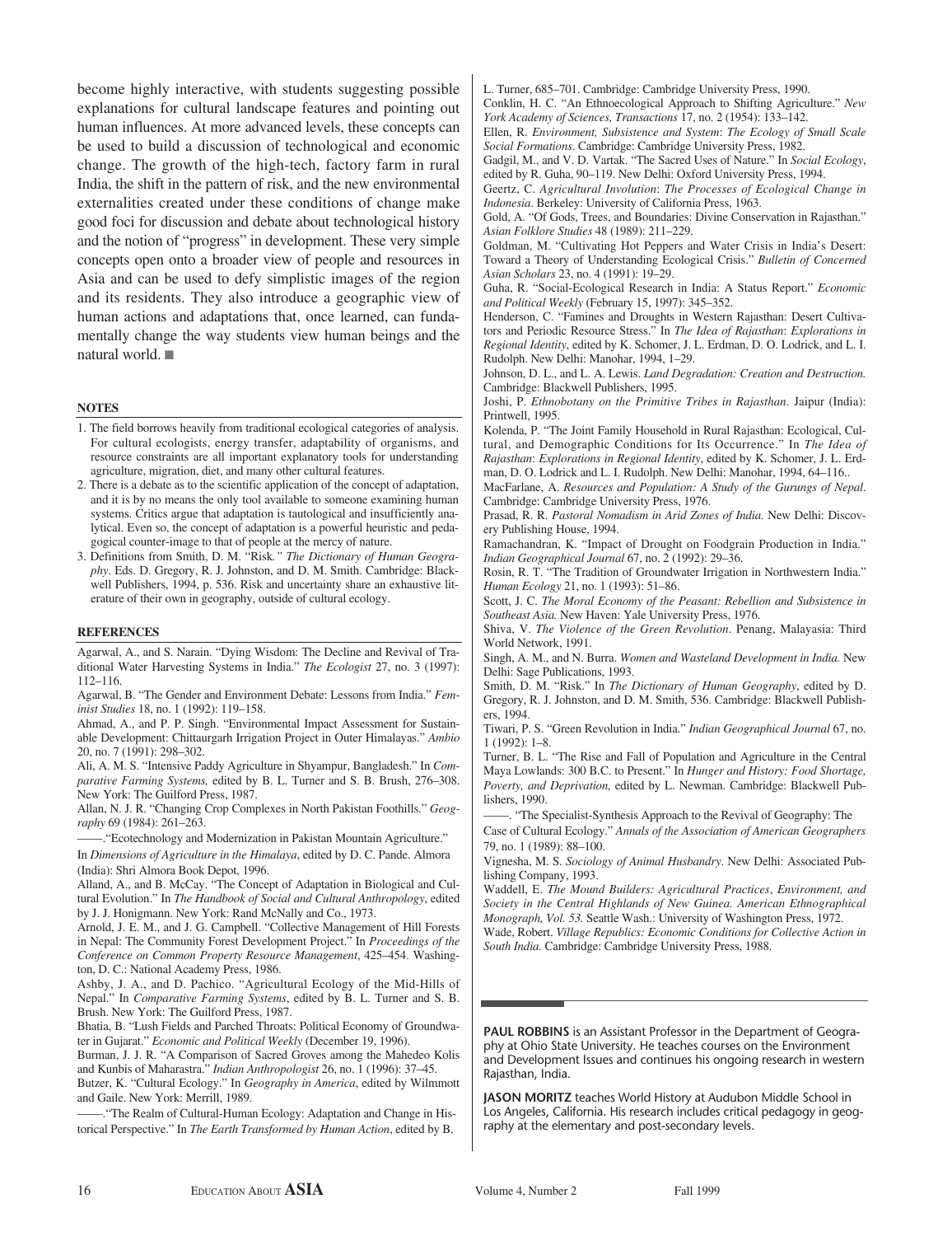become highly interactive, with students suggesting possible explanations for cultural landscape features and pointing out human influences. At more advanced levels, these concepts can be used to build a discussion of technological and economic change. The growth of the high-tech, factory farm in rural India, the shift in the pattern of risk, and the new environmental externalities created under these conditions of change make good foci for discussion and debate about technological history and the notion of "progress" in development. These very simple concepts open onto a broader view of people and resources in Asia and can be used to defy simplistic images of the region and its residents. They also introduce a geographic view of human actions and adaptations that, once learned, can fundamentally change the way students view human beings and the natural world. ■

## NOTES

1. The field borrows heavily from traditional ecological categories of analysis. For cultural ecologists, energy transfer, adaptability of organisms, and resource constraints are all important explanatory tools for understanding agriculture, migration, diet, and many other cultural features.
2. There is a debate as to the scientific application of the concept of adaptation, and it is by no means the only tool available to someone examining human systems. Critics argue that adaptation is tautological and insufficiently analytical. Even so, the concept of adaptation is a powerful heuristic and pedagogical counter-image to that of people at the mercy of nature.
3. Definitions from Smith, D. M. "Risk*." The Dictionary of Human Geography*. Eds. D. Gregory, R. J. Johnston, and D. M. Smith. Cambridge: Blackwell Publishers, 1994, p. 536. Risk and uncertainty share an exhaustive literature of their own in geography, outside of cultural ecology.

## REFERENCES

Agarwal, A., and S. Narain. "Dying Wisdom: The Decline and Revival of Traditional Water Harvesting Systems in India." *The Ecologist* 27, no. 3 (1997): 112–116.

Agarwal, B. "The Gender and Environment Debate: Lessons from India." *Feminist Studies* 18, no. 1 (1992): 119–158.

Ahmad, A., and P. P. Singh. "Environmental Impact Assessment for Sustainable Development: Chittaurgarh Irrigation Project in Outer Himalayas." *Ambio* 20, no. 7 (1991): 298–302.

Ali, A. M. S. "Intensive Paddy Agriculture in Shyampur, Bangladesh." In *Comparative Farming Systems,* edited by B. L. Turner and S. B. Brush, 276–308. New York: The Guilford Press, 1987.

Allan, N. J. R. "Changing Crop Complexes in North Pakistan Foothills." *Geography* 69 (1984): 261–263.

——."Ecotechnology and Modernization in Pakistan Mountain Agriculture." In *Dimensions of Agriculture in the Himalaya*, edited by D. C. Pande. Almora (India): Shri Almora Book Depot, 1996.

Alland, A., and B. McCay. "The Concept of Adaptation in Biological and Cultural Evolution." In *The Handbook of Social and Cultural Anthropology*, edited by J. J. Honigmann. New York: Rand McNally and Co., 1973.

Arnold, J. E. M., and J. G. Campbell. "Collective Management of Hill Forests in Nepal: The Community Forest Development Project." In *Proceedings of the Conference on Common Property Resource Management*, 425–454. Washington, D. C.: National Academy Press, 1986.

Ashby, J. A., and D. Pachico. "Agricultural Ecology of the Mid-Hills of Nepal." In *Comparative Farming Systems*, edited by B. L. Turner and S. B. Brush. New York: The Guilford Press, 1987.

Bhatia, B. "Lush Fields and Parched Throats: Political Economy of Groundwater in Gujarat." *Economic and Political Weekly* (December 19, 1996).

Burman, J. J. R. "A Comparison of Sacred Groves among the Mahedeo Kolis and Kunbis of Maharastra." *Indian Anthropologist* 26, no. 1 (1996): 37–45.

Butzer, K. "Cultural Ecology." In *Geography in America*, edited by Wilmmott and Gaile. New York: Merrill, 1989.

——."The Realm of Cultural-Human Ecology: Adaptation and Change in Historical Perspective." In *The Earth Transformed by Human Action*, edited by B. L. Turner, 685–701. Cambridge: Cambridge University Press, 1990.

Conklin, H. C. "An Ethnoecological Approach to Shifting Agriculture." *New York Academy of Sciences, Transactions* 17, no. 2 (1954): 133–142.

Ellen, R. *Environment, Subsistence and System*: *The Ecology of Small Scale Social Formations*. Cambridge: Cambridge University Press, 1982.

Gadgil, M., and V. D. Vartak. "The Sacred Uses of Nature." In *Social Ecology*, edited by R. Guha, 90–119. New Delhi: Oxford University Press, 1994.

Geertz, C. *Agricultural Involution*: *The Processes of Ecological Change in Indonesia*. Berkeley: University of California Press, 1963.

Gold, A. "Of Gods, Trees, and Boundaries: Divine Conservation in Rajasthan." *Asian Folklore Studies* 48 (1989): 211–229.

Goldman, M. "Cultivating Hot Peppers and Water Crisis in India's Desert: Toward a Theory of Understanding Ecological Crisis." *Bulletin of Concerned Asian Scholars* 23, no. 4 (1991): 19–29.

Guha, R. "Social-Ecological Research in India: A Status Report." *Economic and Political Weekly* (February 15, 1997): 345–352.

Henderson, C. "Famines and Droughts in Western Rajasthan: Desert Cultivators and Periodic Resource Stress." In *The Idea of Rajasthan*: *Explorations in Regional Identity*, edited by K. Schomer, J. L. Erdman, D. O. Lodrick, and L. I. Rudolph. New Delhi: Manohar, 1994, 1–29.

Johnson, D. L., and L. A. Lewis. *Land Degradation: Creation and Destruction.* Cambridge: Blackwell Publishers, 1995.

Joshi, P. *Ethnobotany on the Primitive Tribes in Rajasthan*. Jaipur (India): Printwell, 1995.

Kolenda, P. "The Joint Family Household in Rural Rajasthan: Ecological, Cultural, and Demographic Conditions for Its Occurrence." In *The Idea of Rajasthan*: *Explorations in Regional Identity*, edited by K. Schomer, J. L. Erdman, D. O. Lodrick and L. I. Rudolph. New Delhi: Manohar, 1994, 64–116..

MacFarlane, A. *Resources and Population: A Study of the Gurungs of Nepal*. Cambridge: Cambridge University Press, 1976.

Prasad, R. R. *Pastoral Nomadism in Arid Zones of India.* New Delhi: Discovery Publishing House, 1994.

Ramachandran, K. "Impact of Drought on Foodgrain Production in India." *Indian Geographical Journal* 67, no. 2 (1992): 29–36.

Rosin, R. T. "The Tradition of Groundwater Irrigation in Northwestern India." *Human Ecology* 21, no. 1 (1993): 51–86.

Scott, J. C. *The Moral Economy of the Peasant: Rebellion and Subsistence in Southeast Asia.* New Haven: Yale University Press, 1976.

Shiva, V. *The Violence of the Green Revolution*. Penang, Malayasia: Third World Network, 1991.

Singh, A. M., and N. Burra. *Women and Wasteland Development in India.* New Delhi: Sage Publications, 1993.

Smith, D. M. "Risk." In *The Dictionary of Human Geography*, edited by D. Gregory, R. J. Johnston, and D. M. Smith, 536. Cambridge: Blackwell Publishers, 1994.

Tiwari, P. S. "Green Revolution in India." *Indian Geographical Journal* 67, no. 1 (1992): 1–8.

Turner, B. L. "The Rise and Fall of Population and Agriculture in the Central Maya Lowlands: 300 B.C. to Present." In *Hunger and History: Food Shortage, Poverty, and Deprivation,* edited by L. Newman. Cambridge: Blackwell Publishers, 1990.

——. "The Specialist-Synthesis Approach to the Revival of Geography: The Case of Cultural Ecology." *Annals of the Association of American Geographers* 79, no. 1 (1989): 88–100.

Vignesha, M. S. *Sociology of Animal Husbandry*. New Delhi: Associated Publishing Company, 1993.

Waddell, E. *The Mound Builders: Agricultural Practices*, *Environment, and Society in the Central Highlands of New Guinea. American Ethnographical Monograph, Vol. 53.* Seattle Wash.: University of Washington Press, 1972.

Wade, Robert. *Village Republics: Economic Conditions for Collective Action in South India.* Cambridge: Cambridge University Press, 1988.

---

**PAUL ROBBINS** is an Assistant Professor in the Department of Geography at Ohio State University. He teaches courses on the Environment and Development Issues and continues his ongoing research in western Rajasthan, India.

**JASON MORITZ** teaches World History at Audubon Middle School in Los Angeles, California. His research includes critical pedagogy in geography at the elementary and post-secondary levels.